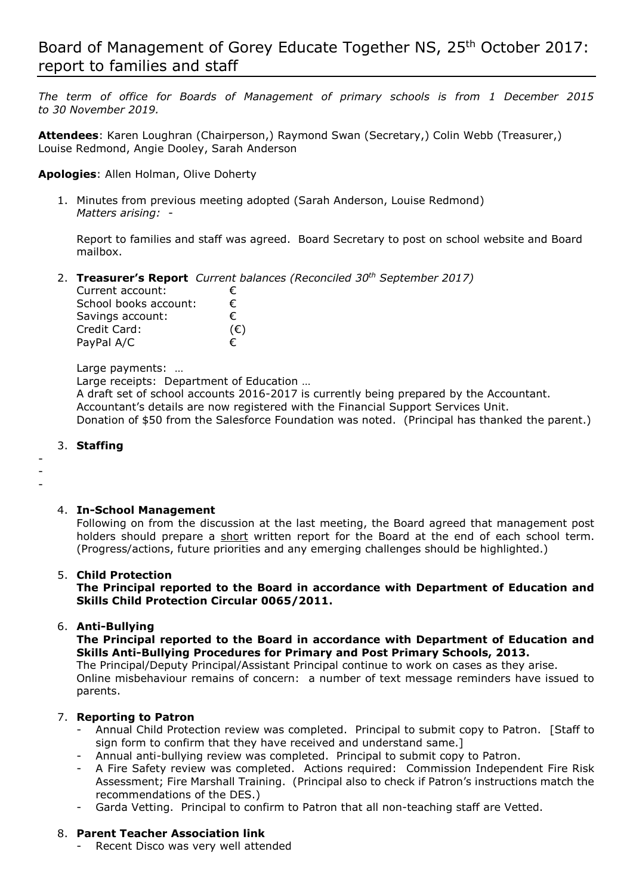# Board of Management of Gorey Educate Together NS, 25th October 2017: report to families and staff

*The term of office for Boards of Management of primary schools is from 1 December 2015 to 30 November 2019.*

**Attendees**: Karen Loughran (Chairperson,) Raymond Swan (Secretary,) Colin Webb (Treasurer,) Louise Redmond, Angie Dooley, Sarah Anderson

**Apologies**: Allen Holman, Olive Doherty

1. Minutes from previous meeting adopted (Sarah Anderson, Louise Redmond)
   *Matters arising:* -

   Report to families and staff was agreed. Board Secretary to post on school website and Board mailbox.

2. **Treasurer's Report** *Current balances (Reconciled 30th September 2017)*

   | | |
   |---|---|
   | Current account: | € |
   | School books account: | € |
   | Savings account: | € |
   | Credit Card: | (€) |
   | PayPal A/C | € |

   Large payments: …
   Large receipts: Department of Education …
   A draft set of school accounts 2016-2017 is currently being prepared by the Accountant.
   Accountant's details are now registered with the Financial Support Services Unit.
   Donation of $50 from the Salesforce Foundation was noted. (Principal has thanked the parent.)

3. **Staffing**

-
-
-

4. **In-School Management**
   Following on from the discussion at the last meeting, the Board agreed that management post holders should prepare a <u>short</u> written report for the Board at the end of each school term. (Progress/actions, future priorities and any emerging challenges should be highlighted.)

5. **Child Protection**
   **The Principal reported to the Board in accordance with Department of Education and Skills Child Protection Circular 0065/2011.**

6. **Anti-Bullying**
   **The Principal reported to the Board in accordance with Department of Education and Skills Anti-Bullying Procedures for Primary and Post Primary Schools, 2013.**
   The Principal/Deputy Principal/Assistant Principal continue to work on cases as they arise.
   Online misbehaviour remains of concern: a number of text message reminders have issued to parents.

7. **Reporting to Patron**
   - Annual Child Protection review was completed. Principal to submit copy to Patron. [Staff to sign form to confirm that they have received and understand same.]
   - Annual anti-bullying review was completed. Principal to submit copy to Patron.
   - A Fire Safety review was completed. Actions required: Commission Independent Fire Risk Assessment; Fire Marshall Training. (Principal also to check if Patron's instructions match the recommendations of the DES.)
   - Garda Vetting. Principal to confirm to Patron that all non-teaching staff are Vetted.

8. **Parent Teacher Association link**
   - Recent Disco was very well attended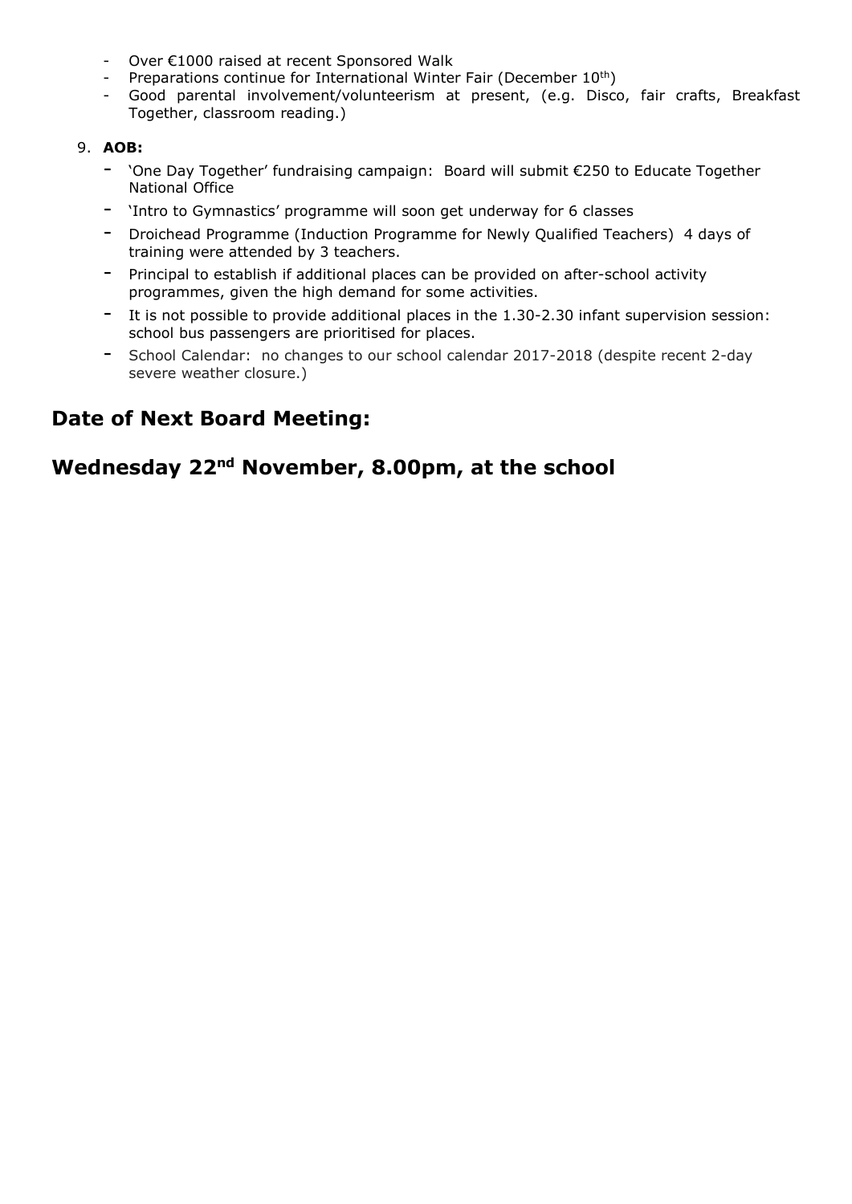- Over €1000 raised at recent Sponsored Walk
- Preparations continue for International Winter Fair (December 10th)
- Good parental involvement/volunteerism at present, (e.g. Disco, fair crafts, Breakfast Together, classroom reading.)

9. **AOB:**
   - 'One Day Together' fundraising campaign: Board will submit €250 to Educate Together National Office
   - 'Intro to Gymnastics' programme will soon get underway for 6 classes
   - Droichead Programme (Induction Programme for Newly Qualified Teachers) 4 days of training were attended by 3 teachers.
   - Principal to establish if additional places can be provided on after-school activity programmes, given the high demand for some activities.
   - It is not possible to provide additional places in the 1.30-2.30 infant supervision session: school bus passengers are prioritised for places.
   - School Calendar: no changes to our school calendar 2017-2018 (despite recent 2-day severe weather closure.)

## Date of Next Board Meeting:

## Wednesday 22nd November, 8.00pm, at the school